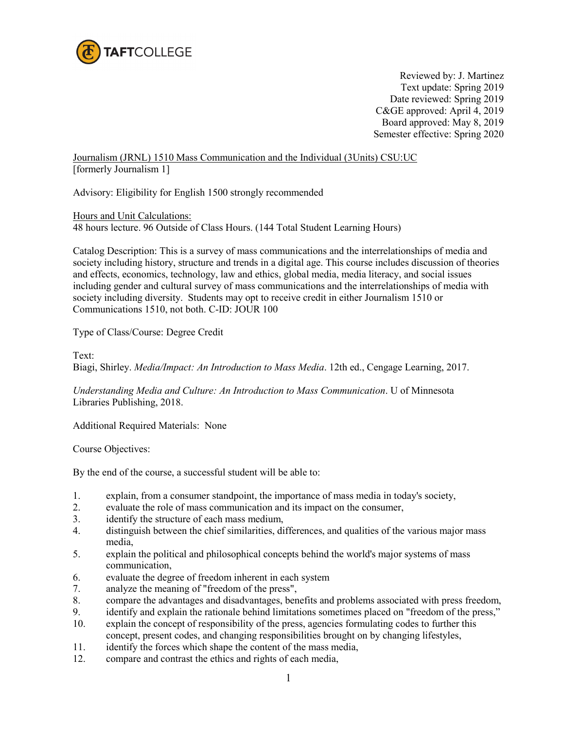TAFTCOLLEGE

Reviewed by: J. Martinez
Text update: Spring 2019
Date reviewed: Spring 2019
C&GE approved: April 4, 2019
Board approved: May 8, 2019
Semester effective: Spring 2020

Journalism (JRNL) 1510 Mass Communication and the Individual (3Units) CSU:UC
[formerly Journalism 1]

Advisory: Eligibility for English 1500 strongly recommended

Hours and Unit Calculations:
48 hours lecture. 96 Outside of Class Hours. (144 Total Student Learning Hours)

Catalog Description: This is a survey of mass communications and the interrelationships of media and society including history, structure and trends in a digital age. This course includes discussion of theories and effects, economics, technology, law and ethics, global media, media literacy, and social issues including gender and cultural survey of mass communications and the interrelationships of media with society including diversity. Students may opt to receive credit in either Journalism 1510 or Communications 1510, not both. C-ID: JOUR 100

Type of Class/Course: Degree Credit

Text:
Biagi, Shirley. *Media/Impact: An Introduction to Mass Media*. 12th ed., Cengage Learning, 2017.

*Understanding Media and Culture: An Introduction to Mass Communication*. U of Minnesota Libraries Publishing, 2018.

Additional Required Materials: None

Course Objectives:

By the end of the course, a successful student will be able to:

1. explain, from a consumer standpoint, the importance of mass media in today's society,
2. evaluate the role of mass communication and its impact on the consumer,
3. identify the structure of each mass medium,
4. distinguish between the chief similarities, differences, and qualities of the various major mass media,
5. explain the political and philosophical concepts behind the world's major systems of mass communication,
6. evaluate the degree of freedom inherent in each system
7. analyze the meaning of "freedom of the press",
8. compare the advantages and disadvantages, benefits and problems associated with press freedom,
9. identify and explain the rationale behind limitations sometimes placed on "freedom of the press,"
10. explain the concept of responsibility of the press, agencies formulating codes to further this concept, present codes, and changing responsibilities brought on by changing lifestyles,
11. identify the forces which shape the content of the mass media,
12. compare and contrast the ethics and rights of each media,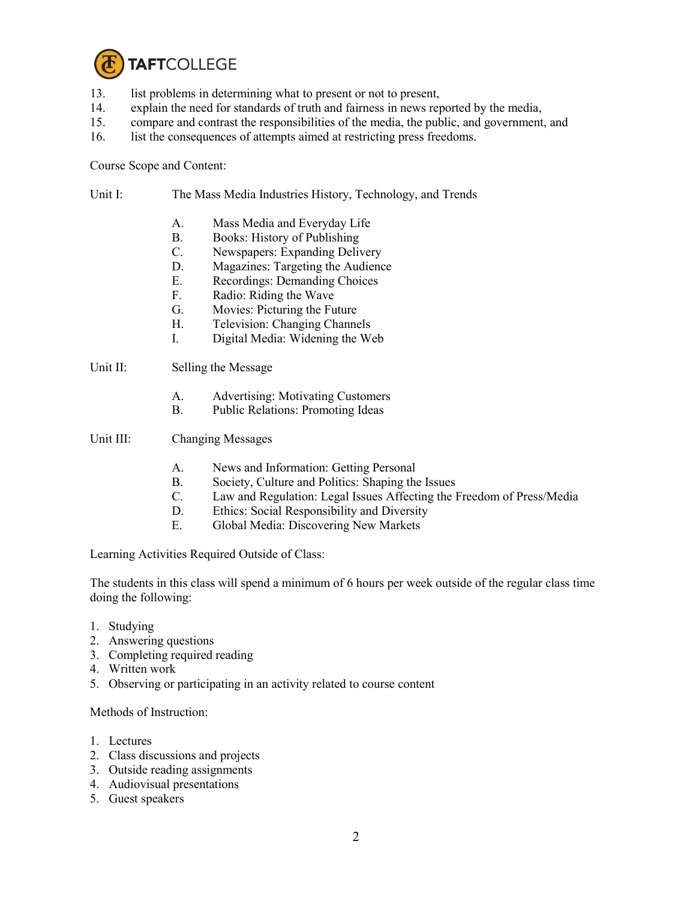13. list problems in determining what to present or not to present,
14. explain the need for standards of truth and fairness in news reported by the media,
15. compare and contrast the responsibilities of the media, the public, and government, and
16. list the consequences of attempts aimed at restricting press freedoms.

Course Scope and Content:

Unit I: The Mass Media Industries History, Technology, and Trends

- A. Mass Media and Everyday Life
- B. Books: History of Publishing
- C. Newspapers: Expanding Delivery
- D. Magazines: Targeting the Audience
- E. Recordings: Demanding Choices
- F. Radio: Riding the Wave
- G. Movies: Picturing the Future
- H. Television: Changing Channels
- I. Digital Media: Widening the Web

Unit II: Selling the Message

- A. Advertising: Motivating Customers
- B. Public Relations: Promoting Ideas

Unit III: Changing Messages

- A. News and Information: Getting Personal
- B. Society, Culture and Politics: Shaping the Issues
- C. Law and Regulation: Legal Issues Affecting the Freedom of Press/Media
- D. Ethics: Social Responsibility and Diversity
- E. Global Media: Discovering New Markets

Learning Activities Required Outside of Class:

The students in this class will spend a minimum of 6 hours per week outside of the regular class time doing the following:

1. Studying
2. Answering questions
3. Completing required reading
4. Written work
5. Observing or participating in an activity related to course content

Methods of Instruction:

1. Lectures
2. Class discussions and projects
3. Outside reading assignments
4. Audiovisual presentations
5. Guest speakers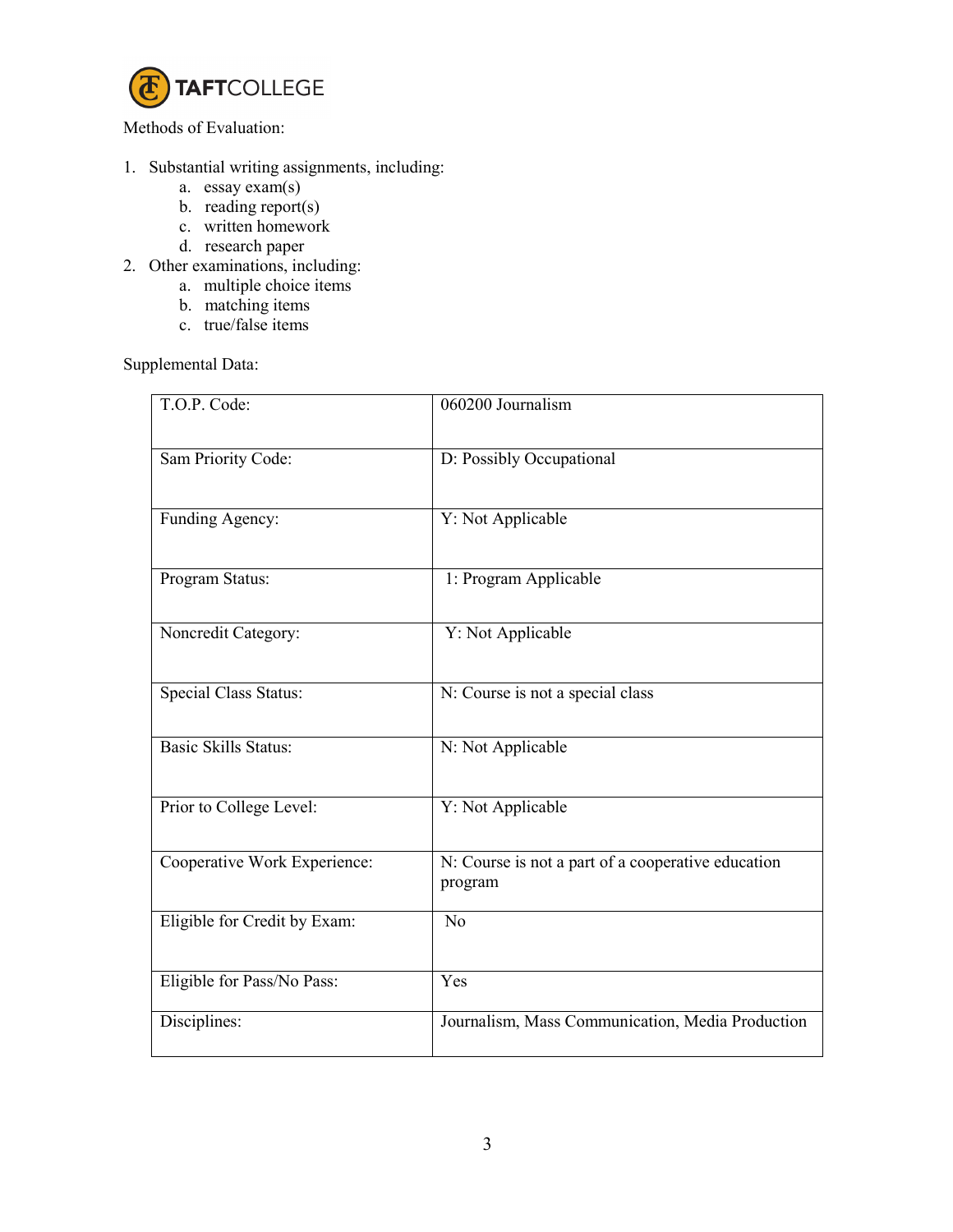Methods of Evaluation:

1. Substantial writing assignments, including:
   a. essay exam(s)
   b. reading report(s)
   c. written homework
   d. research paper
2. Other examinations, including:
   a. multiple choice items
   b. matching items
   c. true/false items

Supplemental Data:

| | |
|---|---|
| T.O.P. Code: | 060200 Journalism |
| Sam Priority Code: | D: Possibly Occupational |
| Funding Agency: | Y: Not Applicable |
| Program Status: | 1: Program Applicable |
| Noncredit Category: | Y: Not Applicable |
| Special Class Status: | N: Course is not a special class |
| Basic Skills Status: | N: Not Applicable |
| Prior to College Level: | Y: Not Applicable |
| Cooperative Work Experience: | N: Course is not a part of a cooperative education program |
| Eligible for Credit by Exam: | No |
| Eligible for Pass/No Pass: | Yes |
| Disciplines: | Journalism, Mass Communication, Media Production |